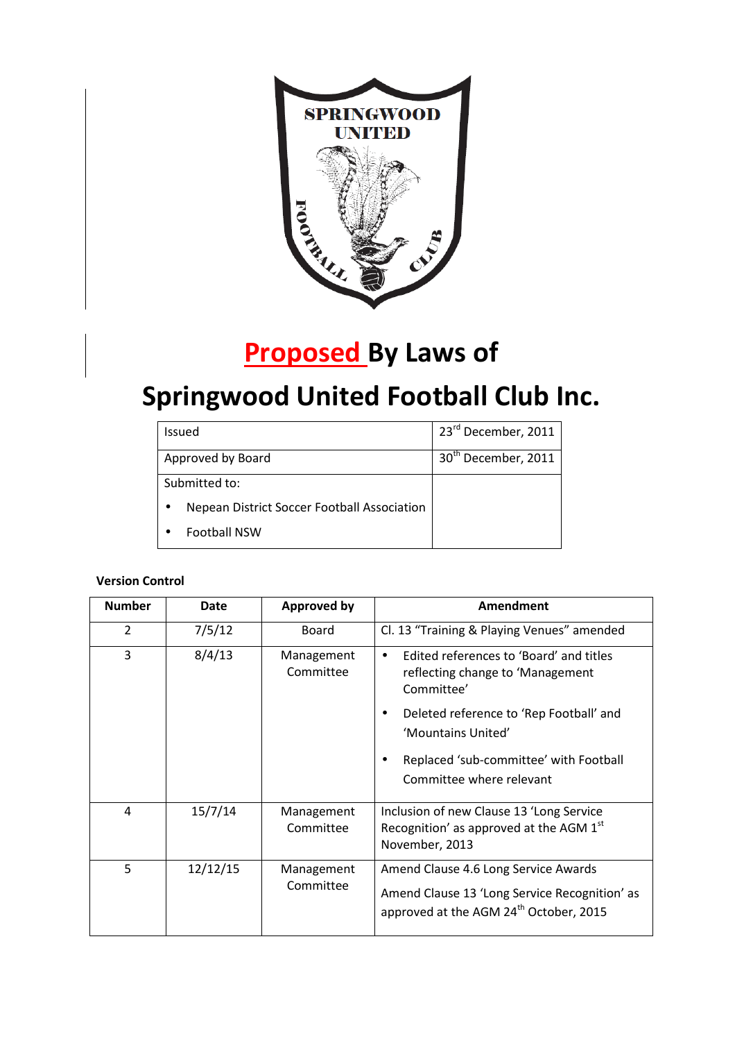# Proposed By Laws of

# Springwood United Football Club Inc.

| Issued | 23rd December, 2011 |
|---|---|
| Approved by Board | 30th December, 2011 |
| Submitted to: <br> • Nepean District Soccer Football Association <br> • Football NSW | |

**Version Control**

| Number | Date | Approved by | Amendment |
|---|---|---|---|
| 2 | 7/5/12 | Board | Cl. 13 "Training & Playing Venues" amended |
| 3 | 8/4/13 | Management Committee | • Edited references to 'Board' and titles reflecting change to 'Management Committee' <br> • Deleted reference to 'Rep Football' and 'Mountains United' <br> • Replaced 'sub-committee' with Football Committee where relevant |
| 4 | 15/7/14 | Management Committee | Inclusion of new Clause 13 'Long Service Recognition' as approved at the AGM 1st November, 2013 |
| 5 | 12/12/15 | Management Committee | Amend Clause 4.6 Long Service Awards <br> Amend Clause 13 'Long Service Recognition' as approved at the AGM 24th October, 2015 |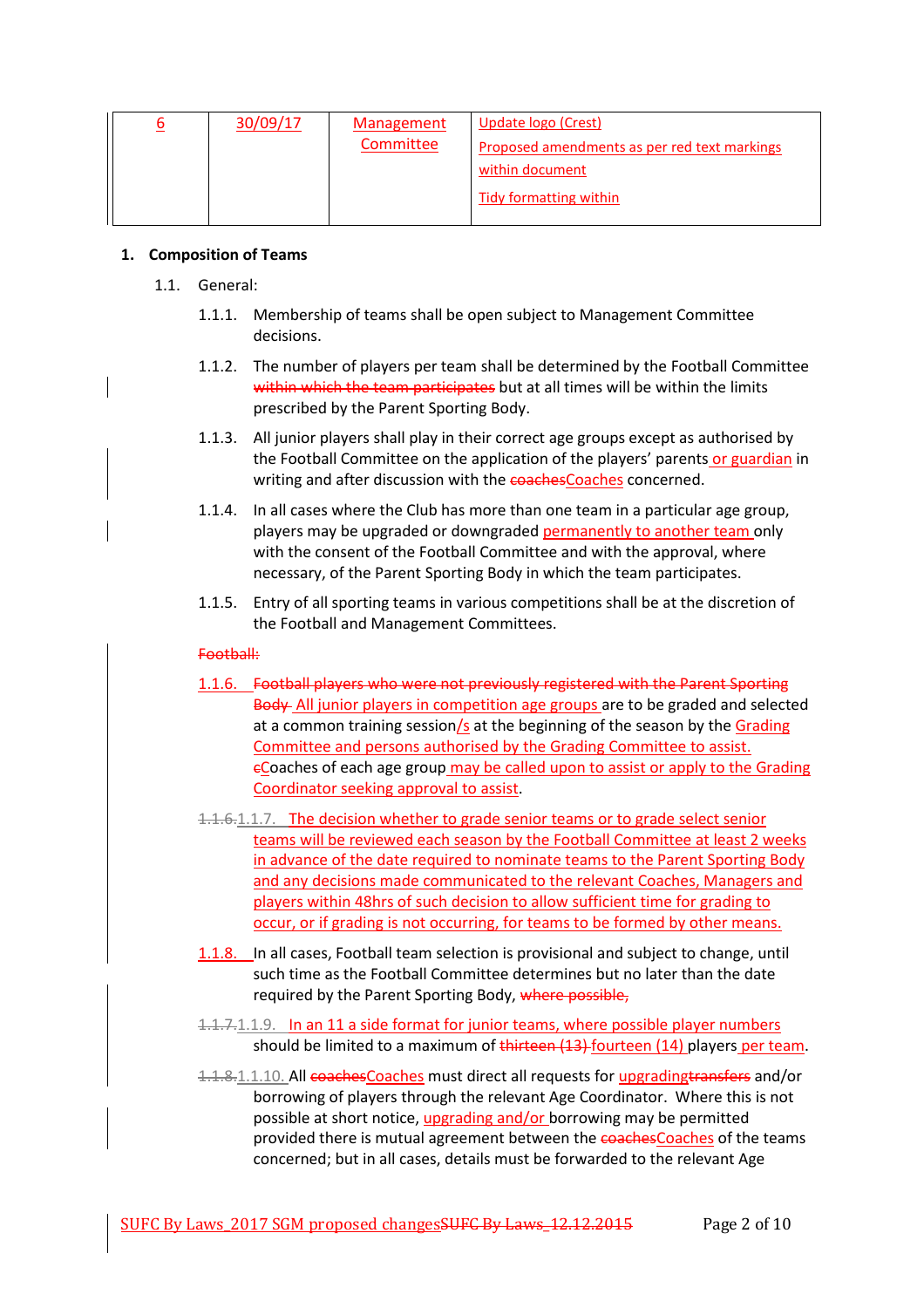| 6 | 30/09/17 | Management Committee | Update logo (Crest)<br>Proposed amendments as per red text markings within document<br>Tidy formatting within |
|---|---|---|---|

## 1. Composition of Teams

1.1. General:

1.1.1. Membership of teams shall be open subject to Management Committee decisions.

1.1.2. The number of players per team shall be determined by the Football Committee ~~within which the team participates~~ but at all times will be within the limits prescribed by the Parent Sporting Body.

1.1.3. All junior players shall play in their correct age groups except as authorised by the Football Committee on the application of the players' parents or guardian in writing and after discussion with the ~~coaches~~Coaches concerned.

1.1.4. In all cases where the Club has more than one team in a particular age group, players may be upgraded or downgraded permanently to another team only with the consent of the Football Committee and with the approval, where necessary, of the Parent Sporting Body in which the team participates.

1.1.5. Entry of all sporting teams in various competitions shall be at the discretion of the Football and Management Committees.

~~Football:~~

1.1.6. ~~Football players who were not previously registered with the Parent Sporting Body~~ All junior players in competition age groups are to be graded and selected at a common training session/s at the beginning of the season by the Grading Committee and persons authorised by the Grading Committee to assist. ~~c~~Coaches of each age group may be called upon to assist or apply to the Grading Coordinator seeking approval to assist.

~~1.1.6.~~1.1.7. The decision whether to grade senior teams or to grade select senior teams will be reviewed each season by the Football Committee at least 2 weeks in advance of the date required to nominate teams to the Parent Sporting Body and any decisions made communicated to the relevant Coaches, Managers and players within 48hrs of such decision to allow sufficient time for grading to occur, or if grading is not occurring, for teams to be formed by other means.

1.1.8. In all cases, Football team selection is provisional and subject to change, until such time as the Football Committee determines but no later than the date required by the Parent Sporting Body, ~~where possible,~~

~~1.1.7.~~1.1.9. In an 11 a side format for junior teams, where possible player numbers should be limited to a maximum of ~~thirteen (13)~~ fourteen (14) players per team.

~~1.1.8.~~1.1.10. All ~~coaches~~Coaches must direct all requests for upgrading~~transfers~~ and/or borrowing of players through the relevant Age Coordinator. Where this is not possible at short notice, upgrading and/or borrowing may be permitted provided there is mutual agreement between the ~~coaches~~Coaches of the teams concerned; but in all cases, details must be forwarded to the relevant Age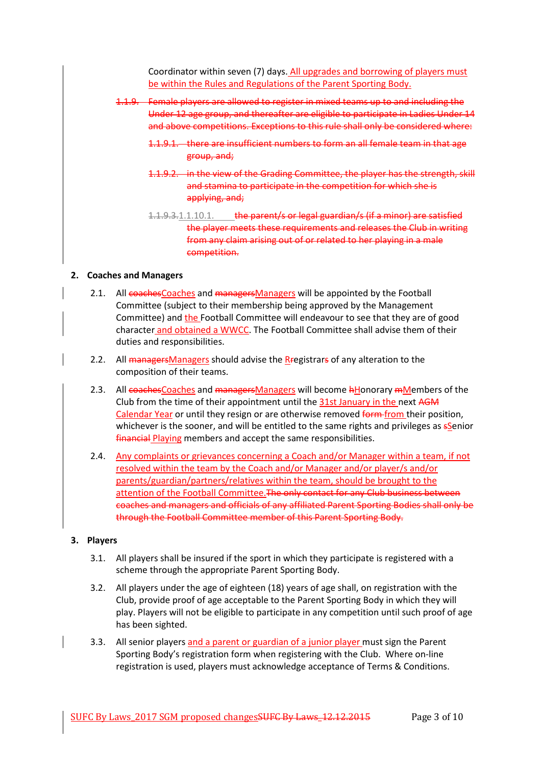Coordinator within seven (7) days. All upgrades and borrowing of players must be within the Rules and Regulations of the Parent Sporting Body.

~~1.1.9. Female players are allowed to register in mixed teams up to and including the Under 12 age group, and thereafter are eligible to participate in Ladies Under 14 and above competitions. Exceptions to this rule shall only be considered where:~~

~~1.1.9.1. there are insufficient numbers to form an all female team in that age group, and;~~

~~1.1.9.2. in the view of the Grading Committee, the player has the strength, skill and stamina to participate in the competition for which she is applying, and;~~

~~1.1.9.3.~~1.1.10.1. ~~the parent/s or legal guardian/s (if a minor) are satisfied the player meets these requirements and releases the Club in writing from any claim arising out of or related to her playing in a male competition.~~

## 2. Coaches and Managers

2.1. All ~~coaches~~Coaches and ~~managers~~Managers will be appointed by the Football Committee (subject to their membership being approved by the Management Committee) and the Football Committee will endeavour to see that they are of good character and obtained a WWCC. The Football Committee shall advise them of their duties and responsibilities.

2.2. All ~~managers~~Managers should advise the ~~R~~Registrar~~s~~ of any alteration to the composition of their teams.

2.3. All ~~coaches~~Coaches and ~~managers~~Managers will become ~~h~~Honorary ~~m~~Members of the Club from the time of their appointment until the 31st January in the next ~~AGM~~ Calendar Year or until they resign or are otherwise removed ~~form~~ from their position, whichever is the sooner, and will be entitled to the same rights and privileges as ~~s~~Senior ~~financial~~ Playing members and accept the same responsibilities.

2.4. Any complaints or grievances concerning a Coach and/or Manager within a team, if not resolved within the team by the Coach and/or Manager and/or player/s and/or parents/guardian/partners/relatives within the team, should be brought to the attention of the Football Committee.~~The only contact for any Club business between coaches and managers and officials of any affiliated Parent Sporting Bodies shall only be through the Football Committee member of this Parent Sporting Body.~~

## 3. Players

3.1. All players shall be insured if the sport in which they participate is registered with a scheme through the appropriate Parent Sporting Body.

3.2. All players under the age of eighteen (18) years of age shall, on registration with the Club, provide proof of age acceptable to the Parent Sporting Body in which they will play. Players will not be eligible to participate in any competition until such proof of age has been sighted.

3.3. All senior players and a parent or guardian of a junior player must sign the Parent Sporting Body's registration form when registering with the Club. Where on-line registration is used, players must acknowledge acceptance of Terms & Conditions.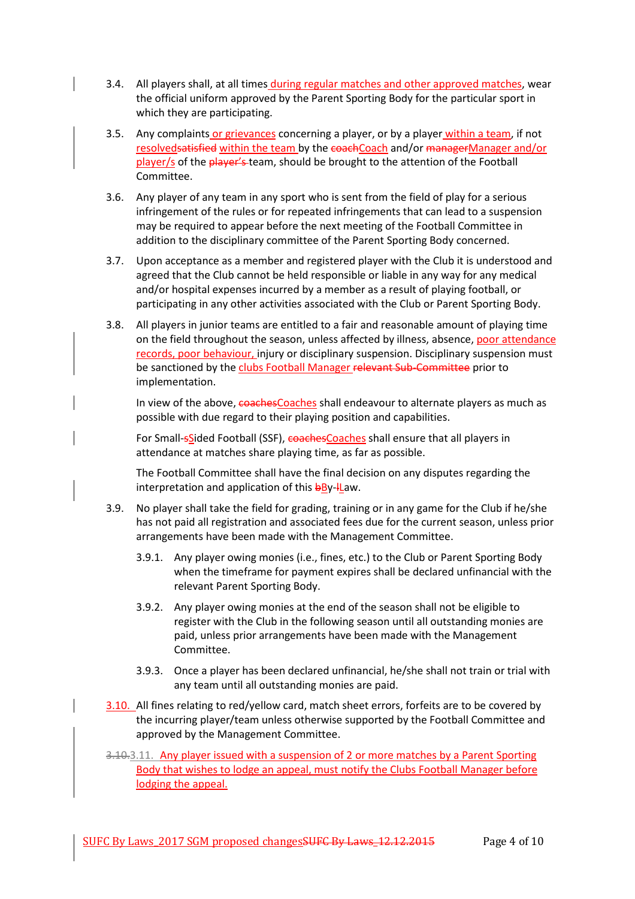3.4. All players shall, at all times during regular matches and other approved matches, wear the official uniform approved by the Parent Sporting Body for the particular sport in which they are participating.

3.5. Any complaints or grievances concerning a player, or by a player within a team, if not resolved~~satisfied~~ within the team by the ~~coach~~Coach and/or ~~manager~~Manager and/or player/s of the ~~player's~~ team, should be brought to the attention of the Football Committee.

3.6. Any player of any team in any sport who is sent from the field of play for a serious infringement of the rules or for repeated infringements that can lead to a suspension may be required to appear before the next meeting of the Football Committee in addition to the disciplinary committee of the Parent Sporting Body concerned.

3.7. Upon acceptance as a member and registered player with the Club it is understood and agreed that the Club cannot be held responsible or liable in any way for any medical and/or hospital expenses incurred by a member as a result of playing football, or participating in any other activities associated with the Club or Parent Sporting Body.

3.8. All players in junior teams are entitled to a fair and reasonable amount of playing time on the field throughout the season, unless affected by illness, absence, poor attendance records, poor behaviour, injury or disciplinary suspension. Disciplinary suspension must be sanctioned by the clubs Football Manager ~~relevant Sub-Committee~~ prior to implementation.

In view of the above, ~~coaches~~Coaches shall endeavour to alternate players as much as possible with due regard to their playing position and capabilities.

For Small-~~s~~Sided Football (SSF), ~~coaches~~Coaches shall ensure that all players in attendance at matches share playing time, as far as possible.

The Football Committee shall have the final decision on any disputes regarding the interpretation and application of this ~~b~~By-~~l~~Law.

3.9. No player shall take the field for grading, training or in any game for the Club if he/she has not paid all registration and associated fees due for the current season, unless prior arrangements have been made with the Management Committee.

3.9.1. Any player owing monies (i.e., fines, etc.) to the Club or Parent Sporting Body when the timeframe for payment expires shall be declared unfinancial with the relevant Parent Sporting Body.

3.9.2. Any player owing monies at the end of the season shall not be eligible to register with the Club in the following season until all outstanding monies are paid, unless prior arrangements have been made with the Management Committee.

3.9.3. Once a player has been declared unfinancial, he/she shall not train or trial with any team until all outstanding monies are paid.

3.10. All fines relating to red/yellow card, match sheet errors, forfeits are to be covered by the incurring player/team unless otherwise supported by the Football Committee and approved by the Management Committee.

~~3.10.~~3.11. Any player issued with a suspension of 2 or more matches by a Parent Sporting Body that wishes to lodge an appeal, must notify the Clubs Football Manager before lodging the appeal.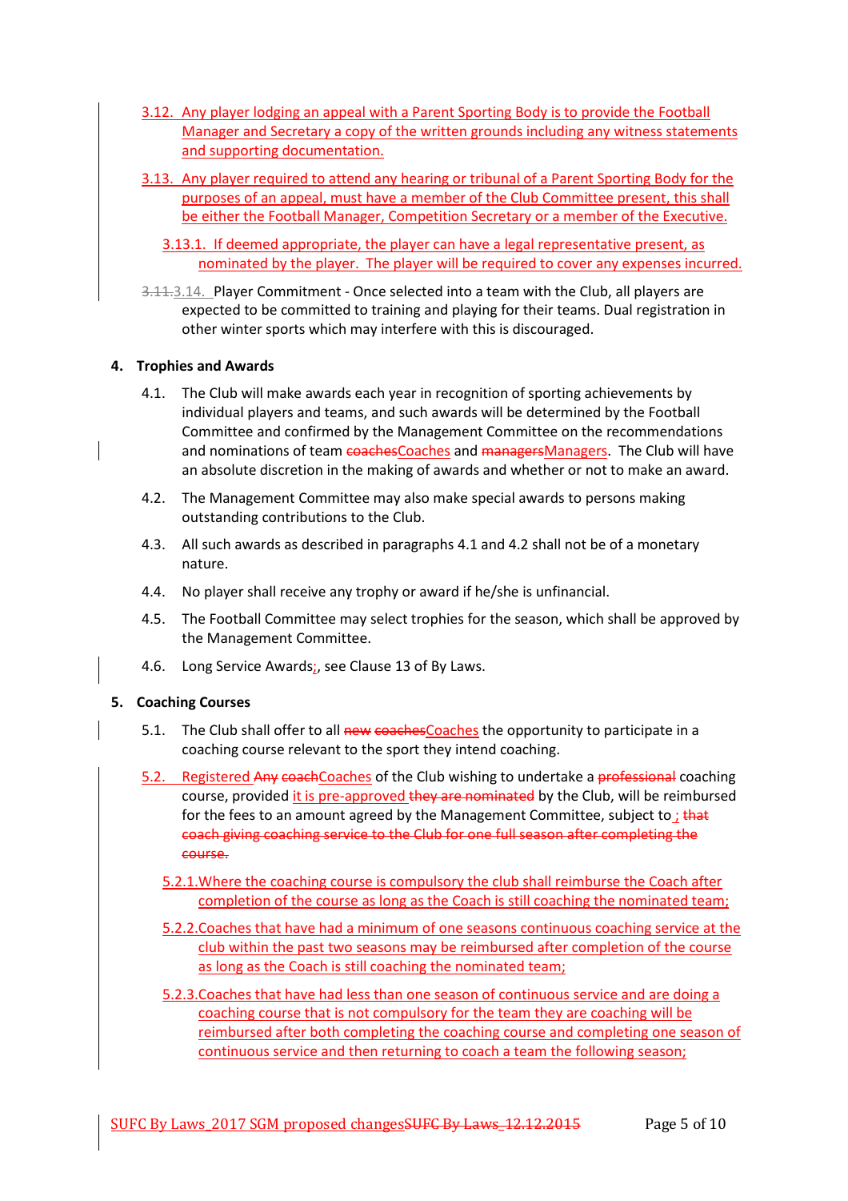3.12. Any player lodging an appeal with a Parent Sporting Body is to provide the Football Manager and Secretary a copy of the written grounds including any witness statements and supporting documentation.

3.13. Any player required to attend any hearing or tribunal of a Parent Sporting Body for the purposes of an appeal, must have a member of the Club Committee present, this shall be either the Football Manager, Competition Secretary or a member of the Executive.

3.13.1. If deemed appropriate, the player can have a legal representative present, as nominated by the player. The player will be required to cover any expenses incurred.

~~3.11.~~3.14. Player Commitment - Once selected into a team with the Club, all players are expected to be committed to training and playing for their teams. Dual registration in other winter sports which may interfere with this is discouraged.

## 4. Trophies and Awards

4.1. The Club will make awards each year in recognition of sporting achievements by individual players and teams, and such awards will be determined by the Football Committee and confirmed by the Management Committee on the recommendations and nominations of team ~~coaches~~Coaches and ~~managers~~Managers. The Club will have an absolute discretion in the making of awards and whether or not to make an award.

4.2. The Management Committee may also make special awards to persons making outstanding contributions to the Club.

4.3. All such awards as described in paragraphs 4.1 and 4.2 shall not be of a monetary nature.

4.4. No player shall receive any trophy or award if he/she is unfinancial.

4.5. The Football Committee may select trophies for the season, which shall be approved by the Management Committee.

4.6. Long Service Awards~~;~~, see Clause 13 of By Laws.

## 5. Coaching Courses

5.1. The Club shall offer to all ~~new coaches~~Coaches the opportunity to participate in a coaching course relevant to the sport they intend coaching.

5.2. Registered ~~Any coach~~Coaches of the Club wishing to undertake a ~~professional~~ coaching course, provided it is pre-approved ~~they are nominated~~ by the Club, will be reimbursed for the fees to an amount agreed by the Management Committee, subject to ; ~~that coach giving coaching service to the Club for one full season after completing the course.~~

5.2.1. Where the coaching course is compulsory the club shall reimburse the Coach after completion of the course as long as the Coach is still coaching the nominated team;

5.2.2. Coaches that have had a minimum of one seasons continuous coaching service at the club within the past two seasons may be reimbursed after completion of the course as long as the Coach is still coaching the nominated team;

5.2.3. Coaches that have had less than one season of continuous service and are doing a coaching course that is not compulsory for the team they are coaching will be reimbursed after both completing the coaching course and completing one season of continuous service and then returning to coach a team the following season;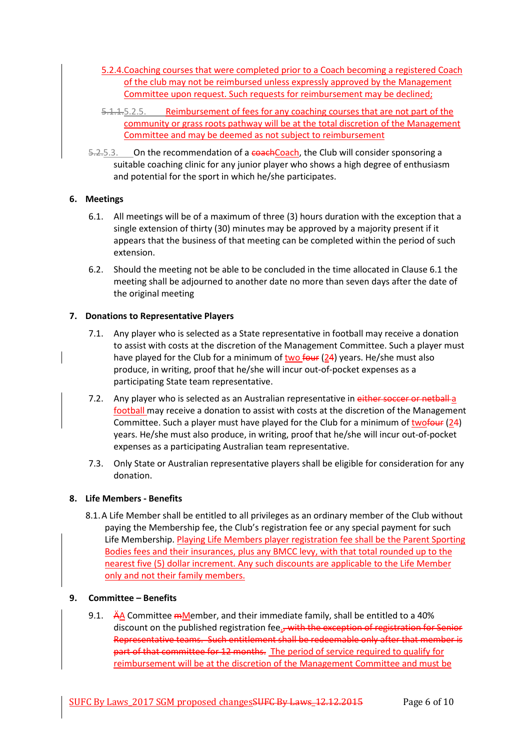5.2.4. Coaching courses that were completed prior to a Coach becoming a registered Coach of the club may not be reimbursed unless expressly approved by the Management Committee upon request. Such requests for reimbursement may be declined;

5.1.1.5.2.5. Reimbursement of fees for any coaching courses that are not part of the community or grass roots pathway will be at the total discretion of the Management Committee and may be deemed as not subject to reimbursement

5.2.5.3. On the recommendation of a coachCoach, the Club will consider sponsoring a suitable coaching clinic for any junior player who shows a high degree of enthusiasm and potential for the sport in which he/she participates.

**6. Meetings**

6.1. All meetings will be of a maximum of three (3) hours duration with the exception that a single extension of thirty (30) minutes may be approved by a majority present if it appears that the business of that meeting can be completed within the period of such extension.

6.2. Should the meeting not be able to be concluded in the time allocated in Clause 6.1 the meeting shall be adjourned to another date no more than seven days after the date of the original meeting

**7. Donations to Representative Players**

7.1. Any player who is selected as a State representative in football may receive a donation to assist with costs at the discretion of the Management Committee. Such a player must have played for the Club for a minimum of two four (24) years. He/she must also produce, in writing, proof that he/she will incur out-of-pocket expenses as a participating State team representative.

7.2. Any player who is selected as an Australian representative in either soccer or netball a football may receive a donation to assist with costs at the discretion of the Management Committee. Such a player must have played for the Club for a minimum of twofour (24) years. He/she must also produce, in writing, proof that he/she will incur out-of-pocket expenses as a participating Australian team representative.

7.3. Only State or Australian representative players shall be eligible for consideration for any donation.

**8. Life Members - Benefits**

8.1. A Life Member shall be entitled to all privileges as an ordinary member of the Club without paying the Membership fee, the Club's registration fee or any special payment for such Life Membership. Playing Life Members player registration fee shall be the Parent Sporting Bodies fees and their insurances, plus any BMCC levy, with that total rounded up to the nearest five (5) dollar increment. Any such discounts are applicable to the Life Member only and not their family members.

**9. Committee – Benefits**

9.1. ÄA Committee mMember, and their immediate family, shall be entitled to a 40% discount on the published registration fee., with the exception of registration for Senior Representative teams. Such entitlement shall be redeemable only after that member is part of that committee for 12 months. The period of service required to qualify for reimbursement will be at the discretion of the Management Committee and must be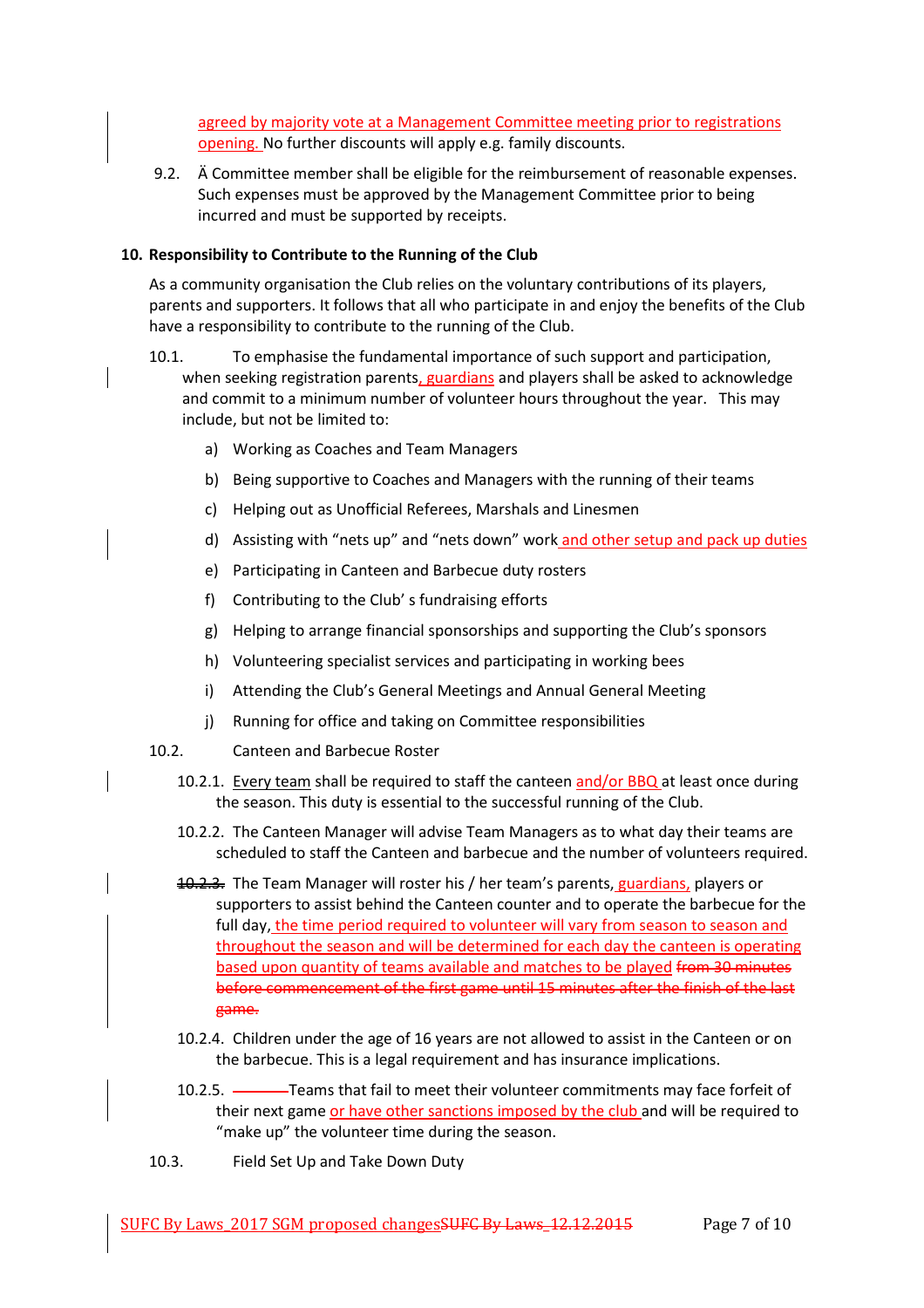agreed by majority vote at a Management Committee meeting prior to registrations opening. No further discounts will apply e.g. family discounts.

9.2. Ä Committee member shall be eligible for the reimbursement of reasonable expenses. Such expenses must be approved by the Management Committee prior to being incurred and must be supported by receipts.

## 10. Responsibility to Contribute to the Running of the Club

As a community organisation the Club relies on the voluntary contributions of its players, parents and supporters. It follows that all who participate in and enjoy the benefits of the Club have a responsibility to contribute to the running of the Club.

10.1. To emphasise the fundamental importance of such support and participation, when seeking registration parents, guardians and players shall be asked to acknowledge and commit to a minimum number of volunteer hours throughout the year. This may include, but not be limited to:

a) Working as Coaches and Team Managers

b) Being supportive to Coaches and Managers with the running of their teams

c) Helping out as Unofficial Referees, Marshals and Linesmen

d) Assisting with "nets up" and "nets down" work and other setup and pack up duties

e) Participating in Canteen and Barbecue duty rosters

f) Contributing to the Club' s fundraising efforts

g) Helping to arrange financial sponsorships and supporting the Club's sponsors

h) Volunteering specialist services and participating in working bees

i) Attending the Club's General Meetings and Annual General Meeting

j) Running for office and taking on Committee responsibilities

10.2. Canteen and Barbecue Roster

10.2.1. Every team shall be required to staff the canteen and/or BBQ at least once during the season. This duty is essential to the successful running of the Club.

10.2.2. The Canteen Manager will advise Team Managers as to what day their teams are scheduled to staff the Canteen and barbecue and the number of volunteers required.

~~10.2.3.~~ The Team Manager will roster his / her team's parents, guardians, players or supporters to assist behind the Canteen counter and to operate the barbecue for the full day, the time period required to volunteer will vary from season to season and throughout the season and will be determined for each day the canteen is operating based upon quantity of teams available and matches to be played ~~from 30 minutes before commencement of the first game until 15 minutes after the finish of the last game.~~

10.2.4. Children under the age of 16 years are not allowed to assist in the Canteen or on the barbecue. This is a legal requirement and has insurance implications.

10.2.5. Teams that fail to meet their volunteer commitments may face forfeit of their next game or have other sanctions imposed by the club and will be required to "make up" the volunteer time during the season.

10.3. Field Set Up and Take Down Duty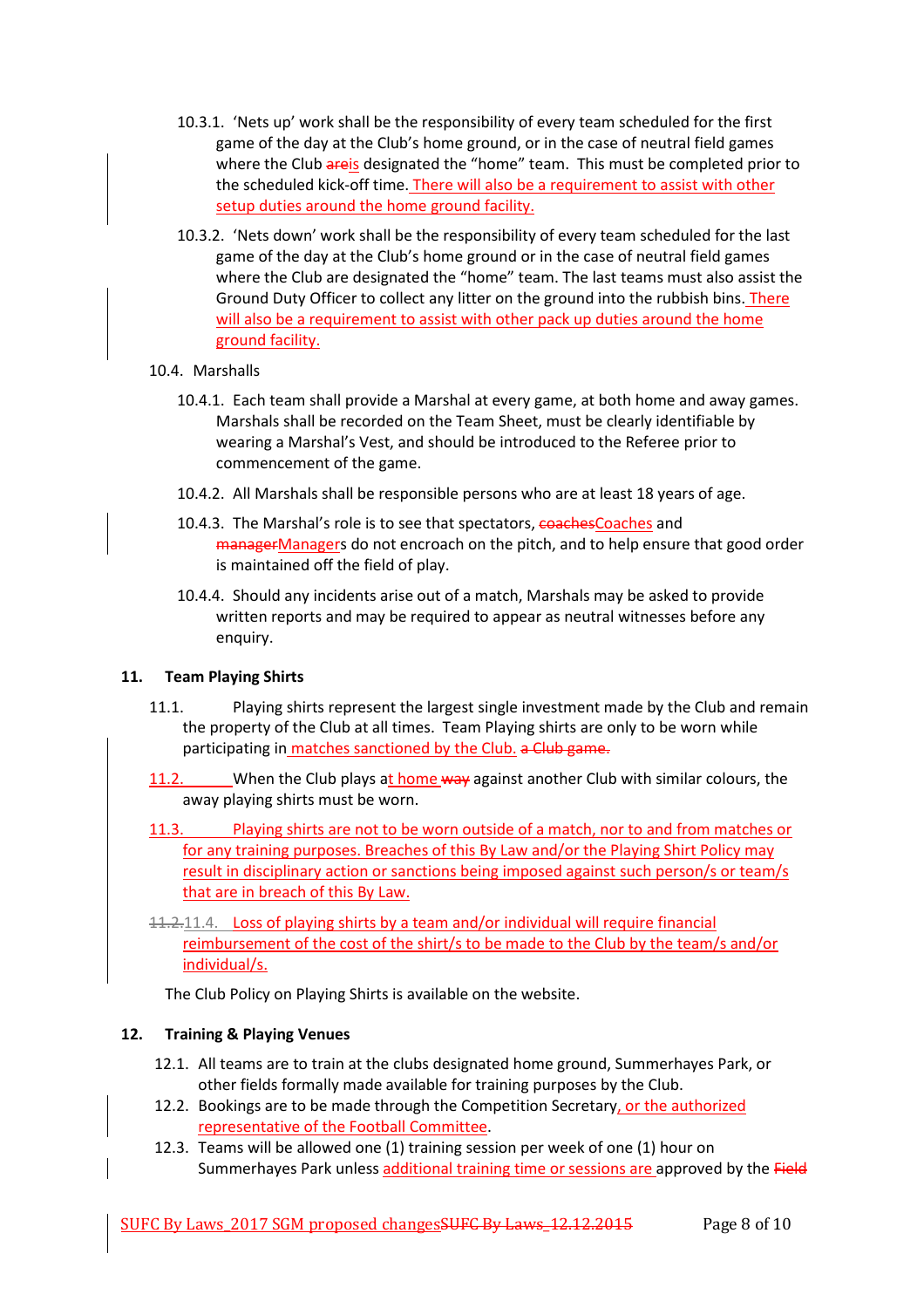10.3.1. 'Nets up' work shall be the responsibility of every team scheduled for the first game of the day at the Club's home ground, or in the case of neutral field games where the Club ~~are~~is designated the "home" team. This must be completed prior to the scheduled kick-off time. There will also be a requirement to assist with other setup duties around the home ground facility.

10.3.2. 'Nets down' work shall be the responsibility of every team scheduled for the last game of the day at the Club's home ground or in the case of neutral field games where the Club are designated the "home" team. The last teams must also assist the Ground Duty Officer to collect any litter on the ground into the rubbish bins. There will also be a requirement to assist with other pack up duties around the home ground facility.

10.4. Marshalls

10.4.1. Each team shall provide a Marshal at every game, at both home and away games. Marshals shall be recorded on the Team Sheet, must be clearly identifiable by wearing a Marshal's Vest, and should be introduced to the Referee prior to commencement of the game.

10.4.2. All Marshals shall be responsible persons who are at least 18 years of age.

10.4.3. The Marshal's role is to see that spectators, ~~coaches~~Coaches and ~~manager~~Managers do not encroach on the pitch, and to help ensure that good order is maintained off the field of play.

10.4.4. Should any incidents arise out of a match, Marshals may be asked to provide written reports and may be required to appear as neutral witnesses before any enquiry.

### 11. Team Playing Shirts

11.1. Playing shirts represent the largest single investment made by the Club and remain the property of the Club at all times. Team Playing shirts are only to be worn while participating in matches sanctioned by the Club. ~~a Club game.~~

11.2. When the Club plays at home ~~way~~ against another Club with similar colours, the away playing shirts must be worn.

11.3. Playing shirts are not to be worn outside of a match, nor to and from matches or for any training purposes. Breaches of this By Law and/or the Playing Shirt Policy may result in disciplinary action or sanctions being imposed against such person/s or team/s that are in breach of this By Law.

~~11.2.~~11.4. Loss of playing shirts by a team and/or individual will require financial reimbursement of the cost of the shirt/s to be made to the Club by the team/s and/or individual/s.

The Club Policy on Playing Shirts is available on the website.

### 12. Training & Playing Venues

12.1. All teams are to train at the clubs designated home ground, Summerhayes Park, or other fields formally made available for training purposes by the Club.

12.2. Bookings are to be made through the Competition Secretary, or the authorized representative of the Football Committee.

12.3. Teams will be allowed one (1) training session per week of one (1) hour on Summerhayes Park unless additional training time or sessions are approved by the ~~Field~~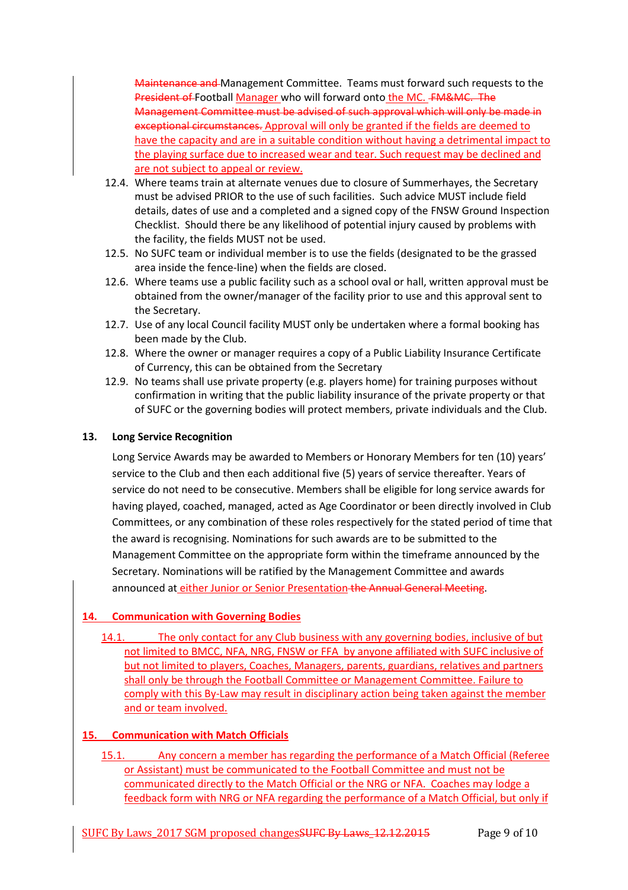~~Maintenance and~~ Management Committee. Teams must forward such requests to the ~~President of~~ Football Manager who will forward onto the MC. ~~FM&MC. The Management Committee must be advised of such approval which will only be made in exceptional circumstances.~~ Approval will only be granted if the fields are deemed to have the capacity and are in a suitable condition without having a detrimental impact to the playing surface due to increased wear and tear. Such request may be declined and are not subject to appeal or review.

12.4. Where teams train at alternate venues due to closure of Summerhayes, the Secretary must be advised PRIOR to the use of such facilities. Such advice MUST include field details, dates of use and a completed and a signed copy of the FNSW Ground Inspection Checklist. Should there be any likelihood of potential injury caused by problems with the facility, the fields MUST not be used.

12.5. No SUFC team or individual member is to use the fields (designated to be the grassed area inside the fence-line) when the fields are closed.

12.6. Where teams use a public facility such as a school oval or hall, written approval must be obtained from the owner/manager of the facility prior to use and this approval sent to the Secretary.

12.7. Use of any local Council facility MUST only be undertaken where a formal booking has been made by the Club.

12.8. Where the owner or manager requires a copy of a Public Liability Insurance Certificate of Currency, this can be obtained from the Secretary

12.9. No teams shall use private property (e.g. players home) for training purposes without confirmation in writing that the public liability insurance of the private property or that of SUFC or the governing bodies will protect members, private individuals and the Club.

## 13. Long Service Recognition

Long Service Awards may be awarded to Members or Honorary Members for ten (10) years' service to the Club and then each additional five (5) years of service thereafter. Years of service do not need to be consecutive. Members shall be eligible for long service awards for having played, coached, managed, acted as Age Coordinator or been directly involved in Club Committees, or any combination of these roles respectively for the stated period of time that the award is recognising. Nominations for such awards are to be submitted to the Management Committee on the appropriate form within the timeframe announced by the Secretary. Nominations will be ratified by the Management Committee and awards announced at either Junior or Senior Presentation ~~the Annual General Meeting~~.

## 14. Communication with Governing Bodies

14.1. The only contact for any Club business with any governing bodies, inclusive of but not limited to BMCC, NFA, NRG, FNSW or FFA by anyone affiliated with SUFC inclusive of but not limited to players, Coaches, Managers, parents, guardians, relatives and partners shall only be through the Football Committee or Management Committee. Failure to comply with this By-Law may result in disciplinary action being taken against the member and or team involved.

## 15. Communication with Match Officials

15.1. Any concern a member has regarding the performance of a Match Official (Referee or Assistant) must be communicated to the Football Committee and must not be communicated directly to the Match Official or the NRG or NFA. Coaches may lodge a feedback form with NRG or NFA regarding the performance of a Match Official, but only if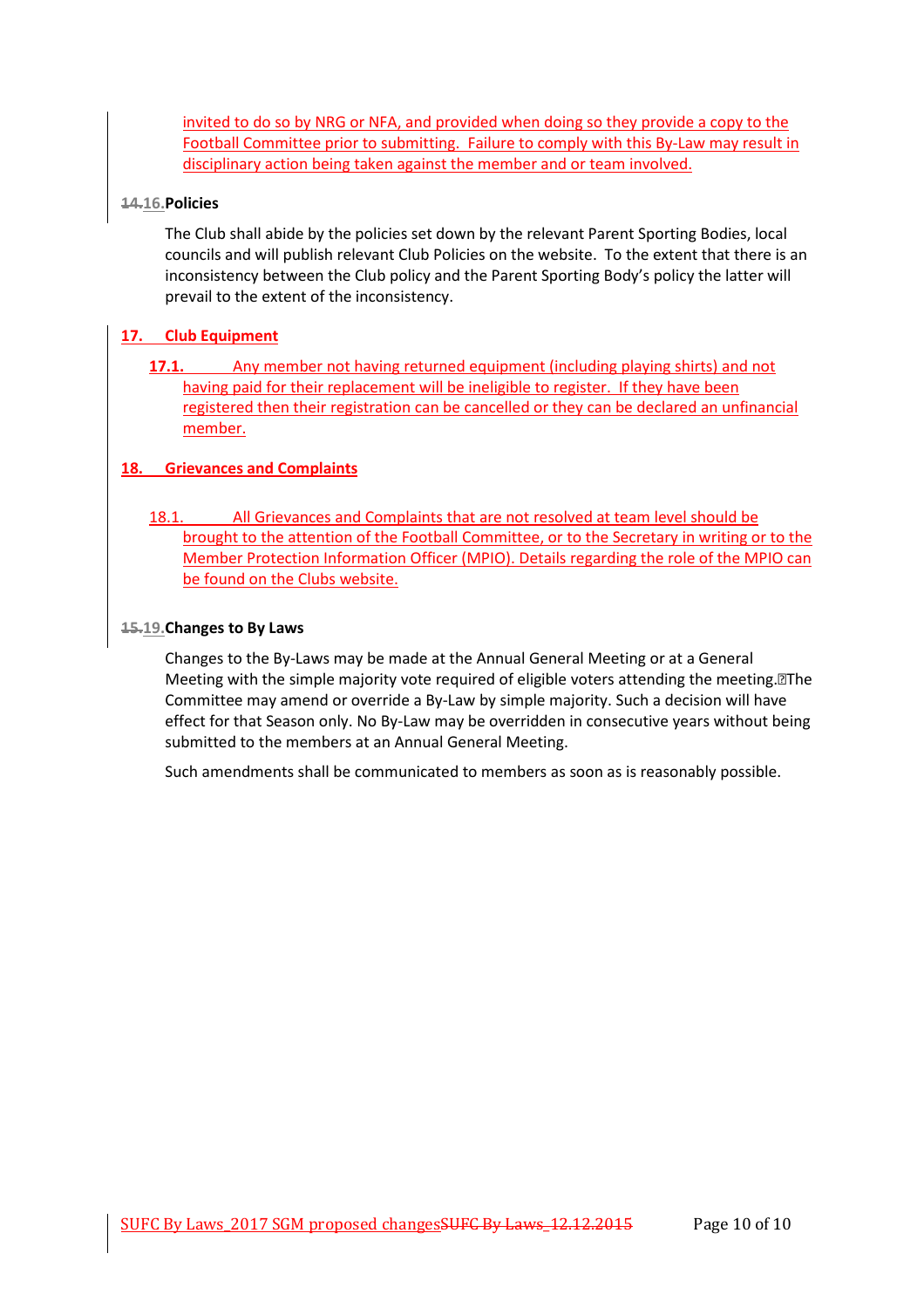invited to do so by NRG or NFA, and provided when doing so they provide a copy to the Football Committee prior to submitting. Failure to comply with this By-Law may result in disciplinary action being taken against the member and or team involved.

## ~~14.~~16. Policies

The Club shall abide by the policies set down by the relevant Parent Sporting Bodies, local councils and will publish relevant Club Policies on the website. To the extent that there is an inconsistency between the Club policy and the Parent Sporting Body's policy the latter will prevail to the extent of the inconsistency.

## 17. Club Equipment

**17.1.** Any member not having returned equipment (including playing shirts) and not having paid for their replacement will be ineligible to register. If they have been registered then their registration can be cancelled or they can be declared an unfinancial member.

## 18. Grievances and Complaints

18.1. All Grievances and Complaints that are not resolved at team level should be brought to the attention of the Football Committee, or to the Secretary in writing or to the Member Protection Information Officer (MPIO). Details regarding the role of the MPIO can be found on the Clubs website.

## ~~15.~~19. Changes to By Laws

Changes to the By-Laws may be made at the Annual General Meeting or at a General Meeting with the simple majority vote required of eligible voters attending the meeting. The Committee may amend or override a By-Law by simple majority. Such a decision will have effect for that Season only. No By-Law may be overridden in consecutive years without being submitted to the members at an Annual General Meeting.

Such amendments shall be communicated to members as soon as is reasonably possible.